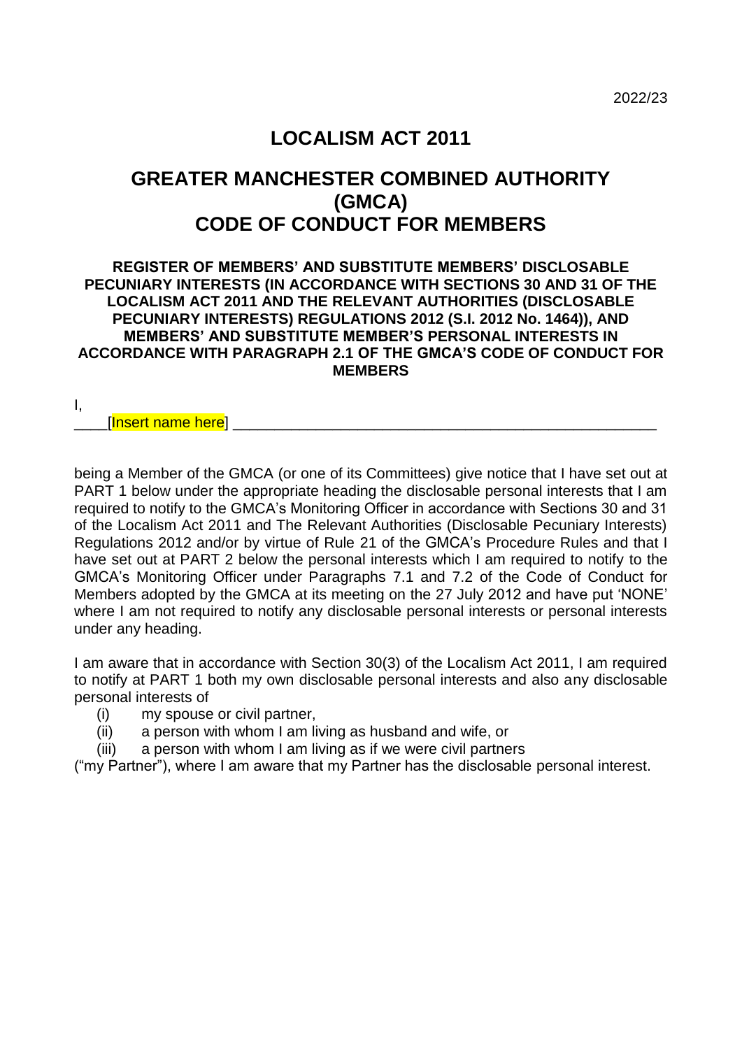2022/23

# LOCALISM ACT 2011

# GREATER MANCHESTER COMBINED AUTHORITY (GMCA) CODE OF CONDUCT FOR MEMBERS

**REGISTER OF MEMBERS' AND SUBSTITUTE MEMBERS' DISCLOSABLE PECUNIARY INTERESTS (IN ACCORDANCE WITH SECTIONS 30 AND 31 OF THE LOCALISM ACT 2011 AND THE RELEVANT AUTHORITIES (DISCLOSABLE PECUNIARY INTERESTS) REGULATIONS 2012 (S.I. 2012 No. 1464)), AND MEMBERS' AND SUBSTITUTE MEMBER'S PERSONAL INTERESTS IN ACCORDANCE WITH PARAGRAPH 2.1 OF THE GMCA'S CODE OF CONDUCT FOR MEMBERS**

I,

____[Insert name here] ____________________________________________________

being a Member of the GMCA (or one of its Committees) give notice that I have set out at PART 1 below under the appropriate heading the disclosable personal interests that I am required to notify to the GMCA's Monitoring Officer in accordance with Sections 30 and 31 of the Localism Act 2011 and The Relevant Authorities (Disclosable Pecuniary Interests) Regulations 2012 and/or by virtue of Rule 21 of the GMCA's Procedure Rules and that I have set out at PART 2 below the personal interests which I am required to notify to the GMCA's Monitoring Officer under Paragraphs 7.1 and 7.2 of the Code of Conduct for Members adopted by the GMCA at its meeting on the 27 July 2012 and have put 'NONE' where I am not required to notify any disclosable personal interests or personal interests under any heading.

I am aware that in accordance with Section 30(3) of the Localism Act 2011, I am required to notify at PART 1 both my own disclosable personal interests and also any disclosable personal interests of

(i) my spouse or civil partner,
(ii) a person with whom I am living as husband and wife, or
(iii) a person with whom I am living as if we were civil partners

("my Partner"), where I am aware that my Partner has the disclosable personal interest.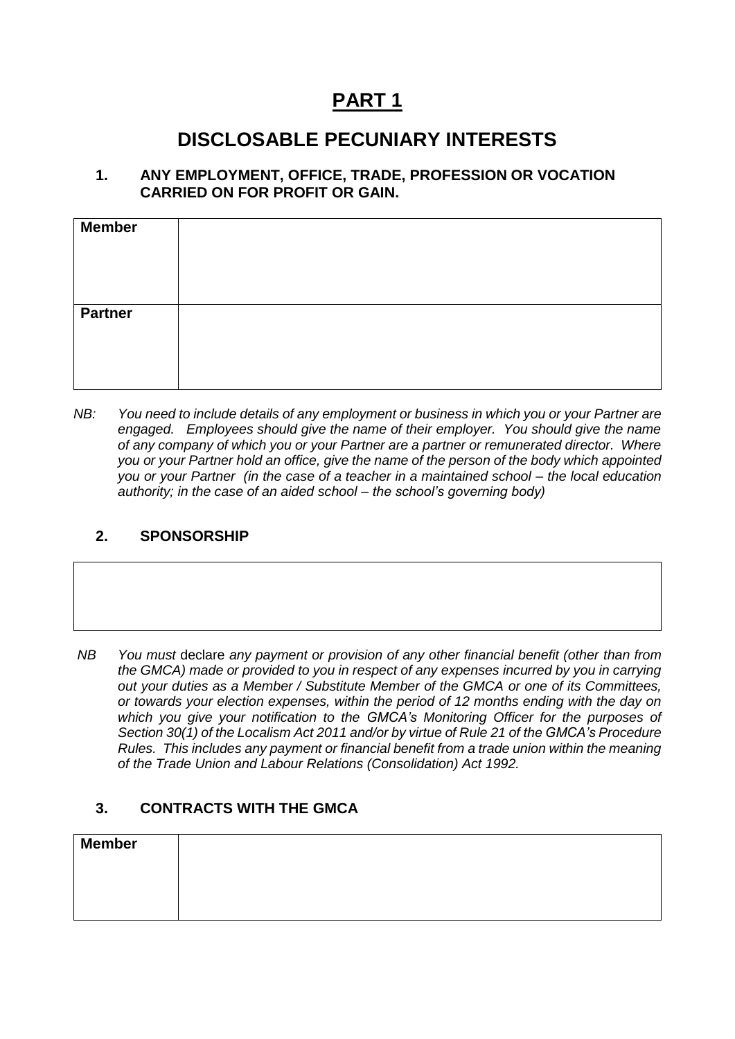# PART 1

## DISCLOSABLE PECUNIARY INTERESTS

### 1. ANY EMPLOYMENT, OFFICE, TRADE, PROFESSION OR VOCATION CARRIED ON FOR PROFIT OR GAIN.

| | |
|---|---|
| **Member** | |
| **Partner** | |

*NB: You need to include details of any employment or business in which you or your Partner are engaged. Employees should give the name of their employer. You should give the name of any company of which you or your Partner are a partner or remunerated director. Where you or your Partner hold an office, give the name of the person of the body which appointed you or your Partner (in the case of a teacher in a maintained school – the local education authority; in the case of an aided school – the school's governing body)*

### 2. SPONSORSHIP

| |
|---|
| |

*NB You must* declare *any payment or provision of any other financial benefit (other than from the GMCA) made or provided to you in respect of any expenses incurred by you in carrying out your duties as a Member / Substitute Member of the GMCA or one of its Committees, or towards your election expenses, within the period of 12 months ending with the day on which you give your notification to the GMCA's Monitoring Officer for the purposes of Section 30(1) of the Localism Act 2011 and/or by virtue of Rule 21 of the GMCA's Procedure Rules. This includes any payment or financial benefit from a trade union within the meaning of the Trade Union and Labour Relations (Consolidation) Act 1992.*

### 3. CONTRACTS WITH THE GMCA

| | |
|---|---|
| **Member** | |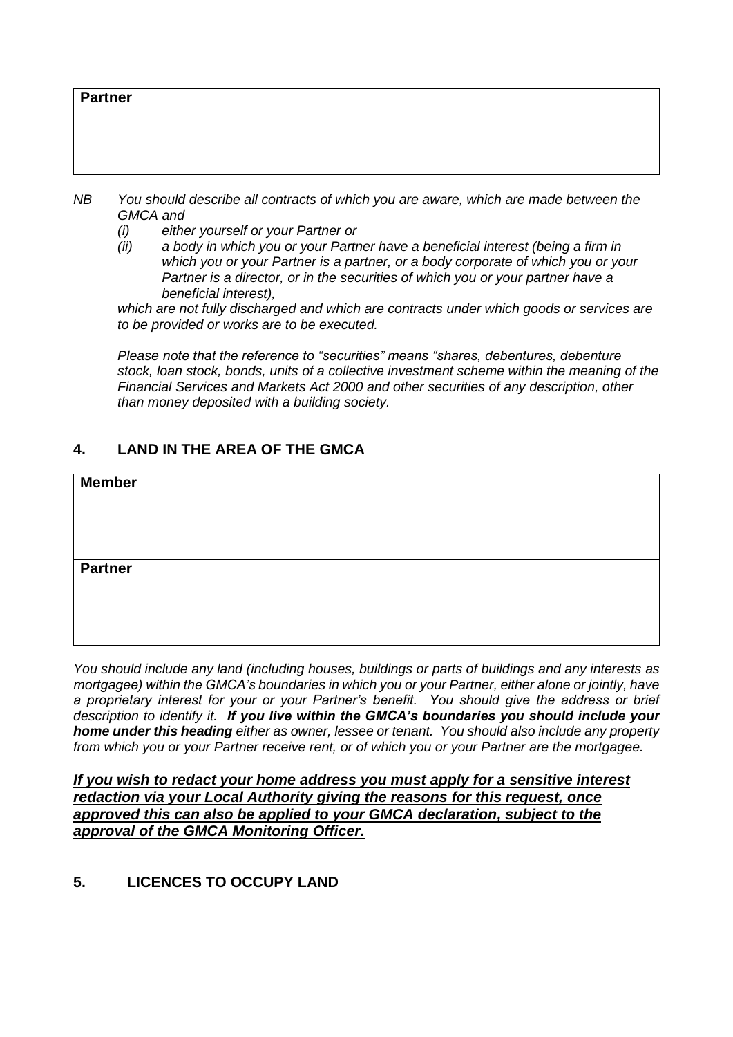| | |
|---|---|
| **Partner** | |

*NB You should describe all contracts of which you are aware, which are made between the GMCA and*

*(i) either yourself or your Partner or*

*(ii) a body in which you or your Partner have a beneficial interest (being a firm in which you or your Partner is a partner, or a body corporate of which you or your Partner is a director, or in the securities of which you or your partner have a beneficial interest),*

*which are not fully discharged and which are contracts under which goods or services are to be provided or works are to be executed.*

*Please note that the reference to "securities" means "shares, debentures, debenture stock, loan stock, bonds, units of a collective investment scheme within the meaning of the Financial Services and Markets Act 2000 and other securities of any description, other than money deposited with a building society.*

## 4. LAND IN THE AREA OF THE GMCA

| | |
|---|---|
| **Member** | |
| **Partner** | |

*You should include any land (including houses, buildings or parts of buildings and any interests as mortgagee) within the GMCA's boundaries in which you or your Partner, either alone or jointly, have a proprietary interest for your or your Partner's benefit. You should give the address or brief description to identify it.* ***If you live within the GMCA's boundaries you should include your home under this heading*** *either as owner, lessee or tenant. You should also include any property from which you or your Partner receive rent, or of which you or your Partner are the mortgagee.*

***If you wish to redact your home address you must apply for a sensitive interest redaction via your Local Authority giving the reasons for this request, once approved this can also be applied to your GMCA declaration, subject to the approval of the GMCA Monitoring Officer.***

## 5. LICENCES TO OCCUPY LAND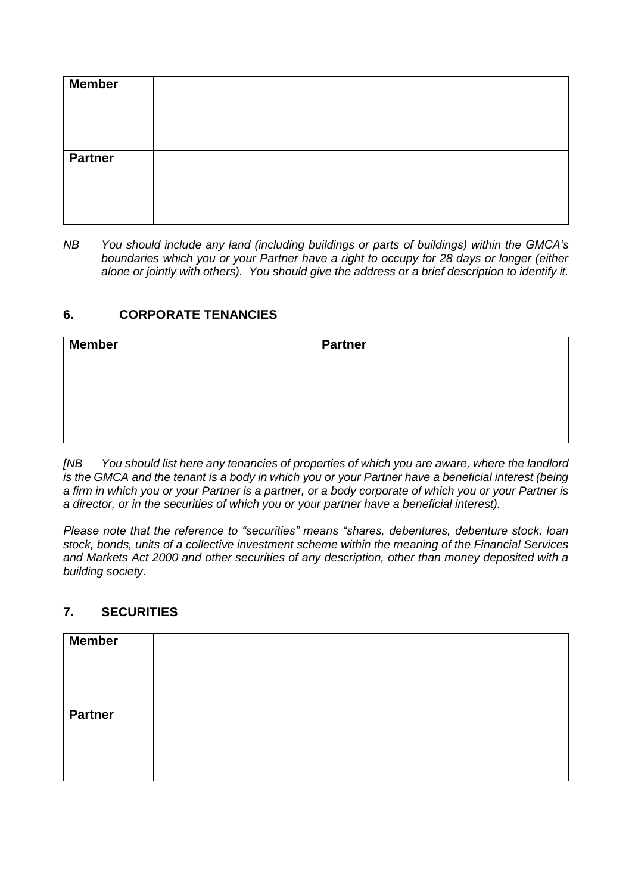| | |
|---|---|
| **Member** | |
| **Partner** | |

*NB You should include any land (including buildings or parts of buildings) within the GMCA's boundaries which you or your Partner have a right to occupy for 28 days or longer (either alone or jointly with others). You should give the address or a brief description to identify it.*

## 6. CORPORATE TENANCIES

| **Member** | **Partner** |
|---|---|
| | |

*[NB You should list here any tenancies of properties of which you are aware, where the landlord is the GMCA and the tenant is a body in which you or your Partner have a beneficial interest (being a firm in which you or your Partner is a partner, or a body corporate of which you or your Partner is a director, or in the securities of which you or your partner have a beneficial interest).*

*Please note that the reference to "securities" means "shares, debentures, debenture stock, loan stock, bonds, units of a collective investment scheme within the meaning of the Financial Services and Markets Act 2000 and other securities of any description, other than money deposited with a building society.*

## 7. SECURITIES

| | |
|---|---|
| **Member** | |
| **Partner** | |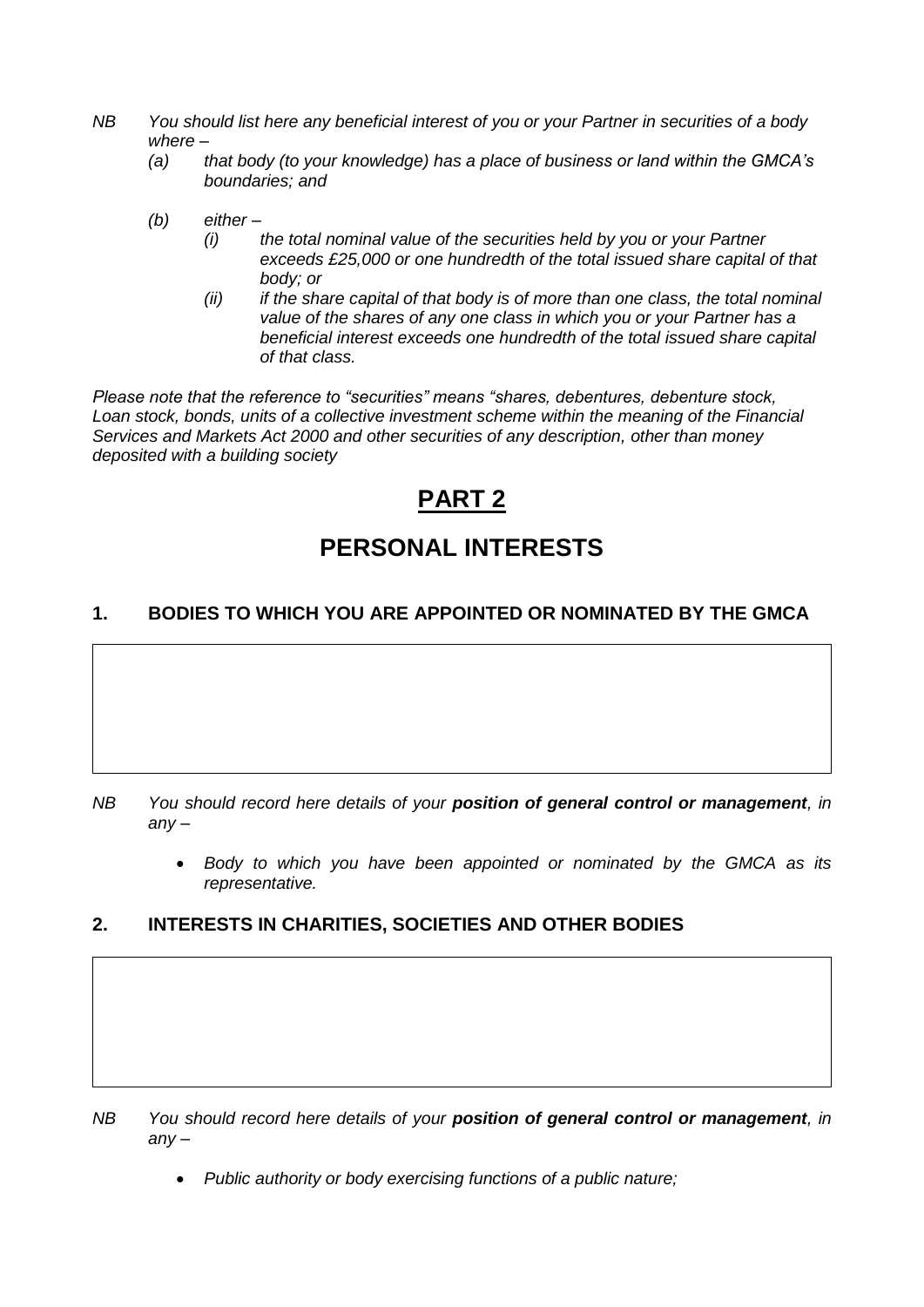*NB You should list here any beneficial interest of you or your Partner in securities of a body where –*

*(a) that body (to your knowledge) has a place of business or land within the GMCA's boundaries; and*

*(b) either –*

*(i) the total nominal value of the securities held by you or your Partner exceeds £25,000 or one hundredth of the total issued share capital of that body; or*

*(ii) if the share capital of that body is of more than one class, the total nominal value of the shares of any one class in which you or your Partner has a beneficial interest exceeds one hundredth of the total issued share capital of that class.*

*Please note that the reference to "securities" means "shares, debentures, debenture stock, Loan stock, bonds, units of a collective investment scheme within the meaning of the Financial Services and Markets Act 2000 and other securities of any description, other than money deposited with a building society*

# PART 2

# PERSONAL INTERESTS

## 1. BODIES TO WHICH YOU ARE APPOINTED OR NOMINATED BY THE GMCA

| |
|---|
| |

*NB You should record here details of your **position of general control or management**, in any –*

- *Body to which you have been appointed or nominated by the GMCA as its representative.*

## 2. INTERESTS IN CHARITIES, SOCIETIES AND OTHER BODIES

| |
|---|
| |

*NB You should record here details of your **position of general control or management**, in any –*

- *Public authority or body exercising functions of a public nature;*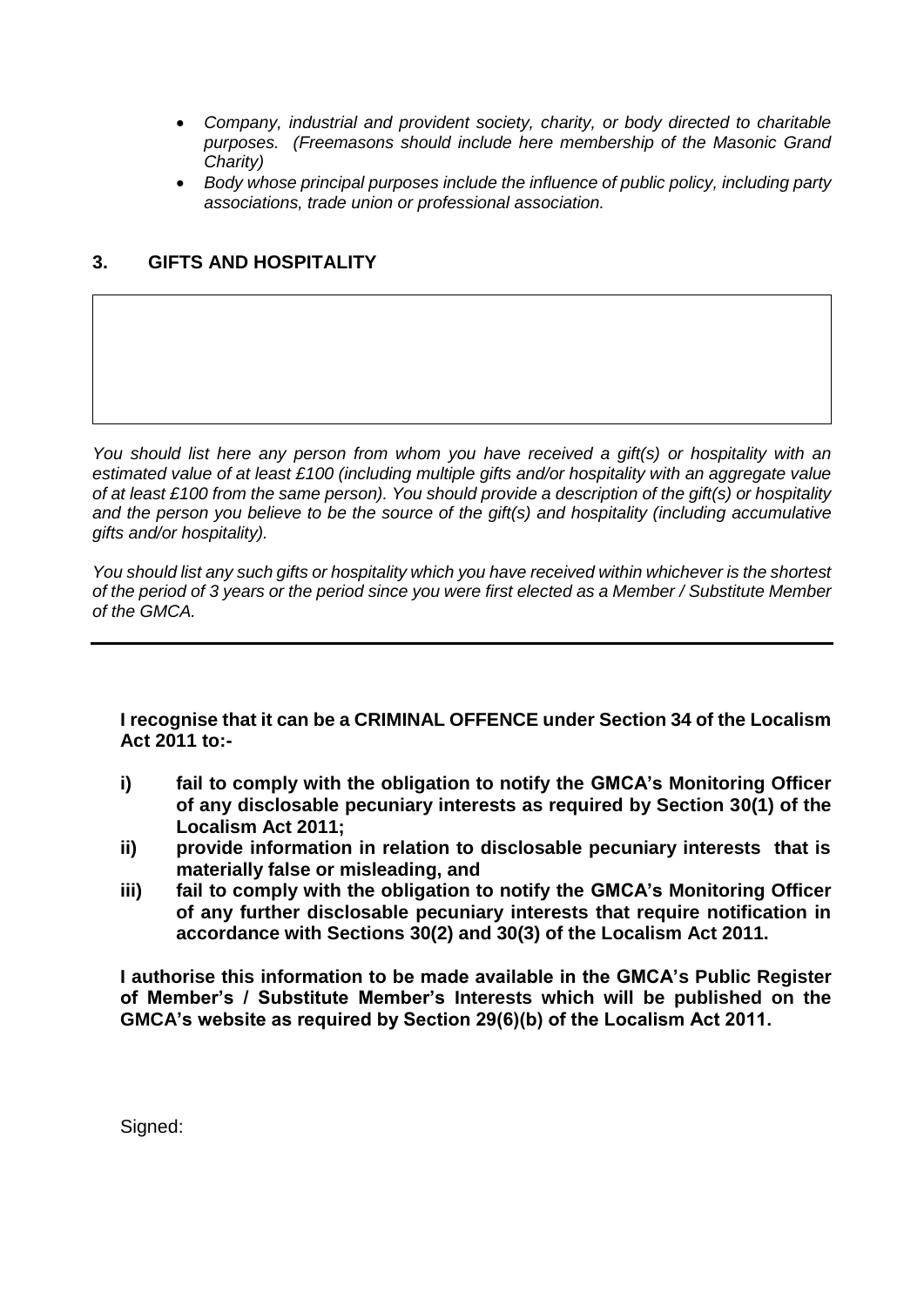- *Company, industrial and provident society, charity, or body directed to charitable purposes. (Freemasons should include here membership of the Masonic Grand Charity)*
- *Body whose principal purposes include the influence of public policy, including party associations, trade union or professional association.*

## 3. GIFTS AND HOSPITALITY

| |
|---|
| |

*You should list here any person from whom you have received a gift(s) or hospitality with an estimated value of at least £100 (including multiple gifts and/or hospitality with an aggregate value of at least £100 from the same person). You should provide a description of the gift(s) or hospitality and the person you believe to be the source of the gift(s) and hospitality (including accumulative gifts and/or hospitality).*

*You should list any such gifts or hospitality which you have received within whichever is the shortest of the period of 3 years or the period since you were first elected as a Member / Substitute Member of the GMCA.*

---

**I recognise that it can be a CRIMINAL OFFENCE under Section 34 of the Localism Act 2011 to:-**

**i) fail to comply with the obligation to notify the GMCA's Monitoring Officer of any disclosable pecuniary interests as required by Section 30(1) of the Localism Act 2011;**

**ii) provide information in relation to disclosable pecuniary interests that is materially false or misleading, and**

**iii) fail to comply with the obligation to notify the GMCA's Monitoring Officer of any further disclosable pecuniary interests that require notification in accordance with Sections 30(2) and 30(3) of the Localism Act 2011.**

**I authorise this information to be made available in the GMCA's Public Register of Member's / Substitute Member's Interests which will be published on the GMCA's website as required by Section 29(6)(b) of the Localism Act 2011.**

Signed: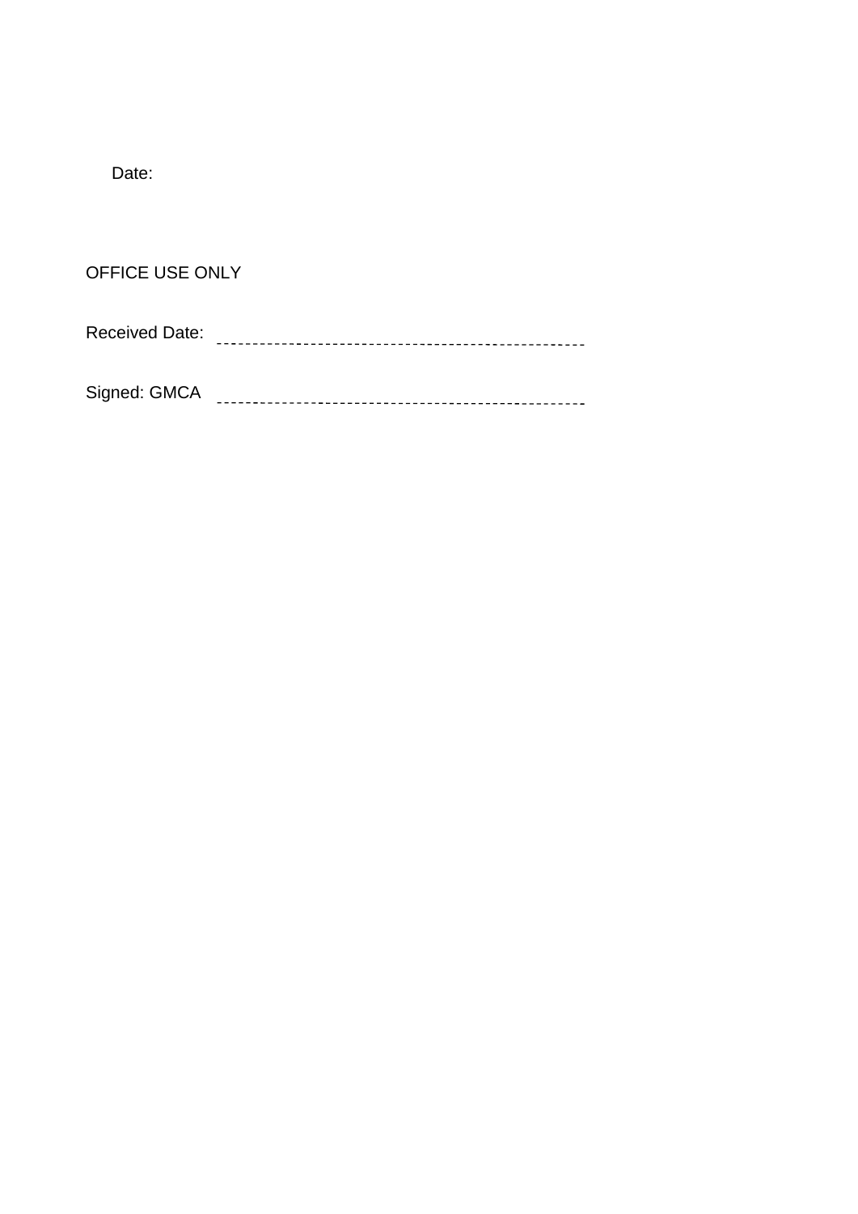Date:

OFFICE USE ONLY

Received Date: ------------------------------------------------

Signed: GMCA ------------------------------------------------